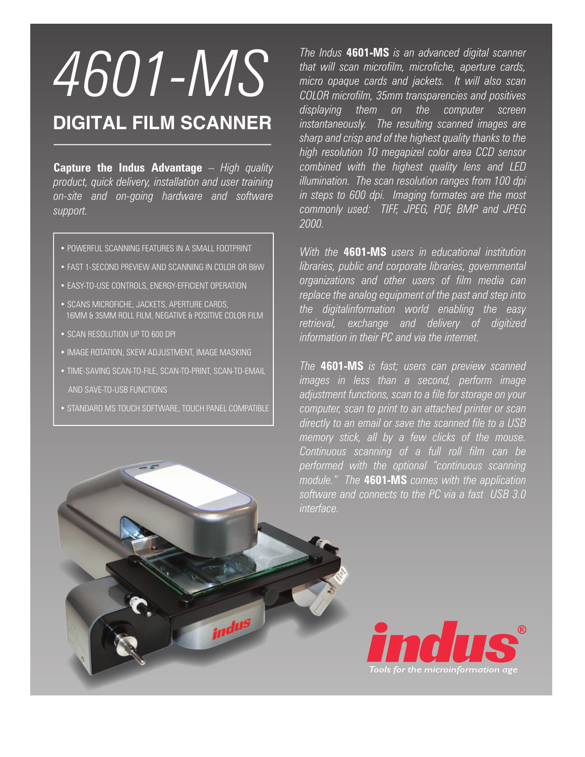# 4601-MS

## DIGITAL FILM SCANNER

**Capture the Indus Advantage** – *High quality product, quick delivery, installation and user training on-site and on-going hardware and software support.*

- POWERFUL SCANNING FEATURES IN A SMALL FOOTPRINT
- FAST 1-SECOND PREVIEW AND SCANNING IN COLOR OR B&W
- EASY-TO-USE CONTROLS, ENERGY-EFFICIENT OPERATION
- SCANS MICROFICHE, JACKETS, APERTURE CARDS, 16MM & 35MM ROLL FILM, NEGATIVE & POSITIVE COLOR FILM
- SCAN RESOLUTION UP TO 600 DPI
- IMAGE ROTATION, SKEW ADJUSTMENT, IMAGE MASKING
- TIME-SAVING SCAN-TO-FILE, SCAN-TO-PRINT, SCAN-TO-EMAIL AND SAVE-TO-USB FUNCTIONS
- STANDARD MS TOUCH SOFTWARE, TOUCH PANEL COMPATIBLE

*The Indus* ***4601-MS*** *is an advanced digital scanner that will scan microfilm, microfiche, aperture cards, micro opaque cards and jackets. It will also scan COLOR microfilm, 35mm transparencies and positives displaying them on the computer screen instantaneously. The resulting scanned images are sharp and crisp and of the highest quality thanks to the high resolution 10 megapizel color area CCD sensor combined with the highest quality lens and LED illumination. The scan resolution ranges from 100 dpi in steps to 600 dpi. Imaging formates are the most commonly used: TIFF, JPEG, PDF, BMP and JPEG 2000.*

*With the* ***4601-MS*** *users in educational institution libraries, public and corporate libraries, governmental organizations and other users of film media can replace the analog equipment of the past and step into the digitalinformation world enabling the easy retrieval, exchange and delivery of digitized information in their PC and via the internet.*

*The* ***4601-MS*** *is fast; users can preview scanned images in less than a second, perform image adjustment functions, scan to a file for storage on your computer, scan to print to an attached printer or scan directly to an email or save the scanned file to a USB memory stick, all by a few clicks of the mouse. Continuous scanning of a full roll film can be performed with the optional "continuous scanning module." The* ***4601-MS*** *comes with the application software and connects to the PC via a fast USB 3.0 interface.*

indus®

Tools for the microinformation age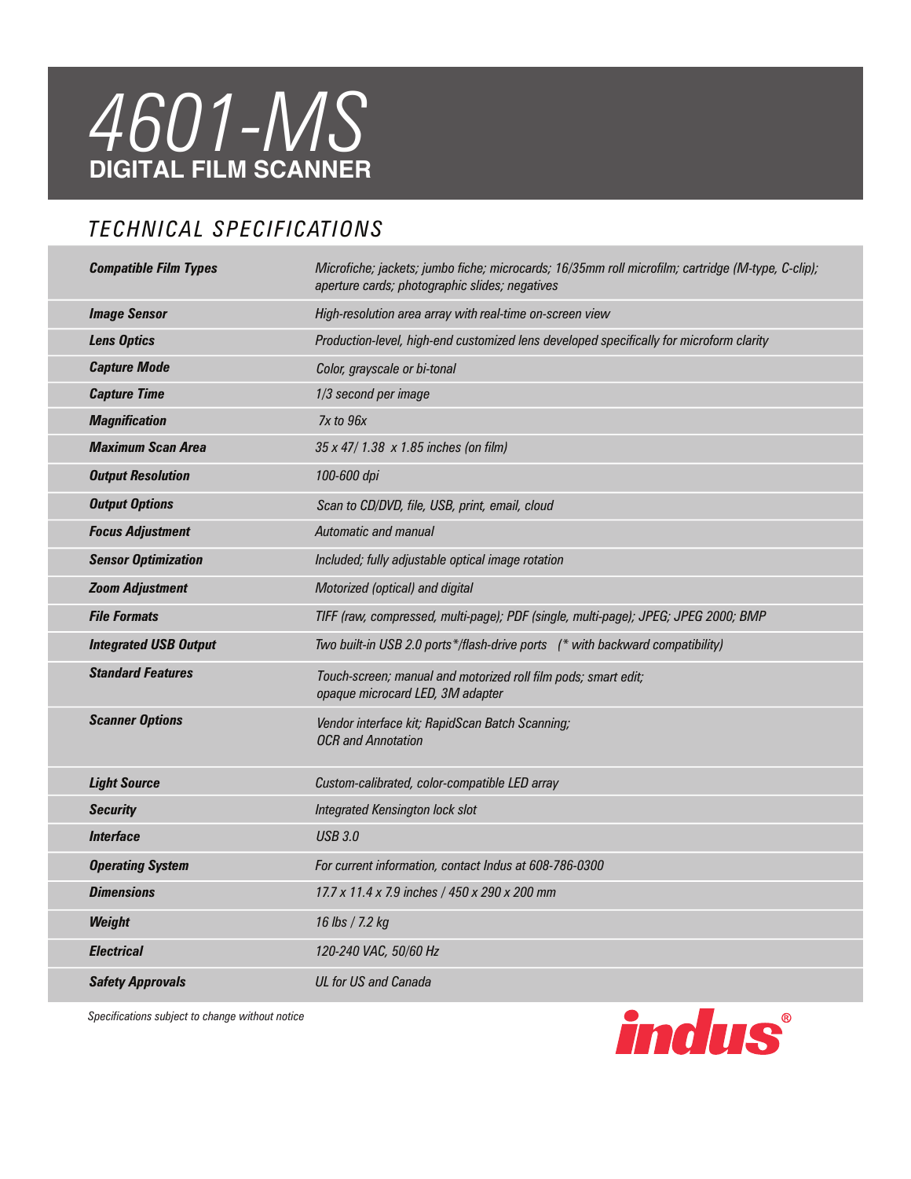# 4601-MS
## DIGITAL FILM SCANNER

## TECHNICAL SPECIFICATIONS

| | |
|---|---|
| **Compatible Film Types** | Microfiche; jackets; jumbo fiche; microcards; 16/35mm roll microfilm; cartridge (M-type, C-clip); aperture cards; photographic slides; negatives |
| **Image Sensor** | High-resolution area array with real-time on-screen view |
| **Lens Optics** | Production-level, high-end customized lens developed specifically for microform clarity |
| **Capture Mode** | Color, grayscale or bi-tonal |
| **Capture Time** | 1/3 second per image |
| **Magnification** | 7x to 96x |
| **Maximum Scan Area** | 35 x 47/ 1.38 x 1.85 inches (on film) |
| **Output Resolution** | 100-600 dpi |
| **Output Options** | Scan to CD/DVD, file, USB, print, email, cloud |
| **Focus Adjustment** | Automatic and manual |
| **Sensor Optimization** | Included; fully adjustable optical image rotation |
| **Zoom Adjustment** | Motorized (optical) and digital |
| **File Formats** | TIFF (raw, compressed, multi-page); PDF (single, multi-page); JPEG; JPEG 2000; BMP |
| **Integrated USB Output** | Two built-in USB 2.0 ports*/flash-drive ports (* with backward compatibility) |
| **Standard Features** | Touch-screen; manual and motorized roll film pods; smart edit; opaque microcard LED, 3M adapter |
| **Scanner Options** | Vendor interface kit; RapidScan Batch Scanning; OCR and Annotation |
| **Light Source** | Custom-calibrated, color-compatible LED array |
| **Security** | Integrated Kensington lock slot |
| **Interface** | USB 3.0 |
| **Operating System** | For current information, contact Indus at 608-786-0300 |
| **Dimensions** | 17.7 x 11.4 x 7.9 inches / 450 x 290 x 200 mm |
| **Weight** | 16 lbs / 7.2 kg |
| **Electrical** | 120-240 VAC, 50/60 Hz |
| **Safety Approvals** | UL for US and Canada |

*Specifications subject to change without notice*

indus®